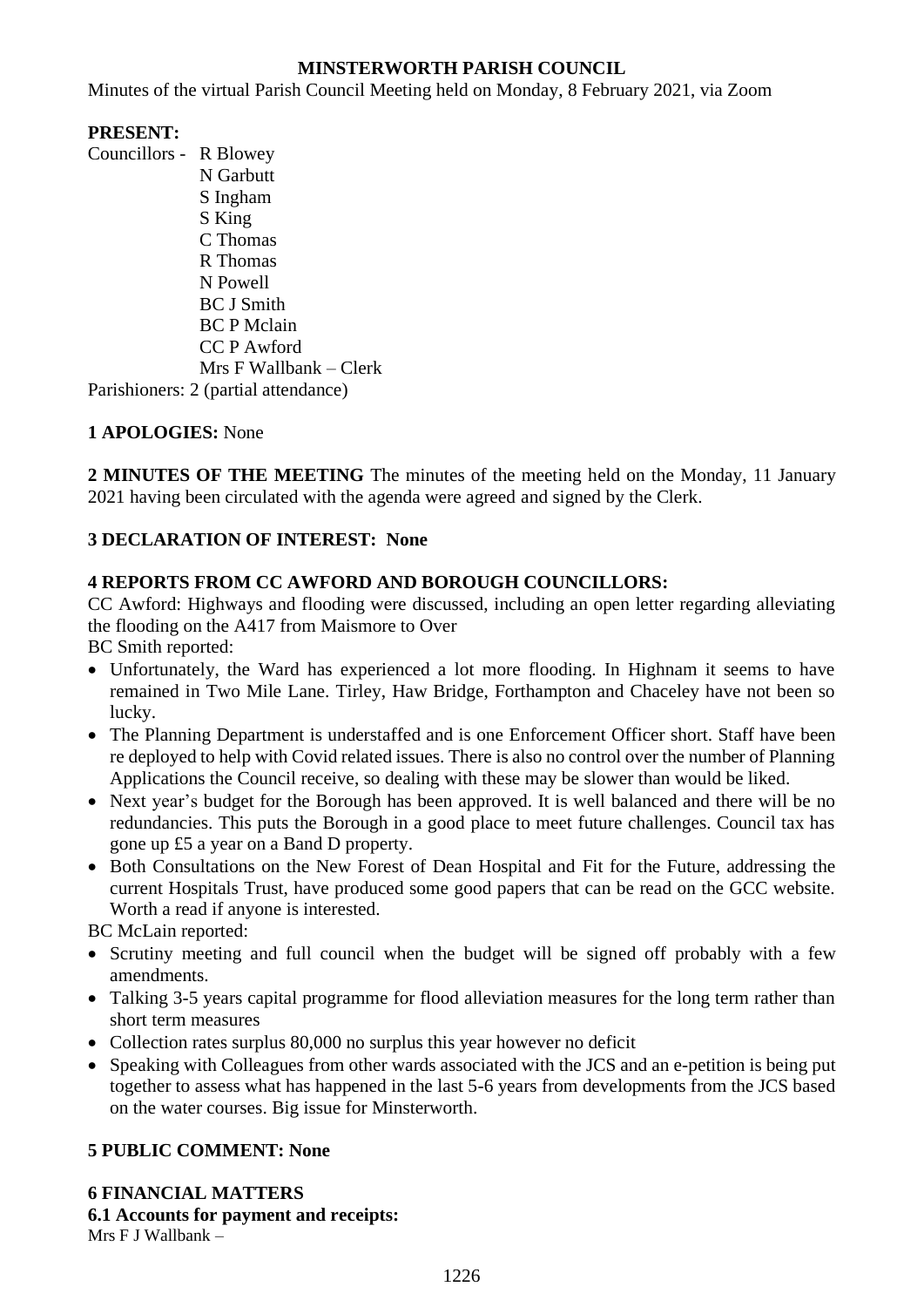# MINSTERWORTH PARISH COUNCIL

Minutes of the virtual Parish Council Meeting held on Monday, 8 February 2021, via Zoom

**PRESENT:**

Councillors - R Blowey
N Garbutt
S Ingham
S King
C Thomas
R Thomas
N Powell
BC J Smith
BC P Mclain
CC P Awford
Mrs F Wallbank – Clerk

Parishioners: 2 (partial attendance)

**1 APOLOGIES:** None

**2 MINUTES OF THE MEETING** The minutes of the meeting held on the Monday, 11 January 2021 having been circulated with the agenda were agreed and signed by the Clerk.

**3 DECLARATION OF INTEREST: None**

**4 REPORTS FROM CC AWFORD AND BOROUGH COUNCILLORS:**

CC Awford: Highways and flooding were discussed, including an open letter regarding alleviating the flooding on the A417 from Maismore to Over

BC Smith reported:

- Unfortunately, the Ward has experienced a lot more flooding. In Highnam it seems to have remained in Two Mile Lane. Tirley, Haw Bridge, Forthampton and Chaceley have not been so lucky.
- The Planning Department is understaffed and is one Enforcement Officer short. Staff have been re deployed to help with Covid related issues. There is also no control over the number of Planning Applications the Council receive, so dealing with these may be slower than would be liked.
- Next year's budget for the Borough has been approved. It is well balanced and there will be no redundancies. This puts the Borough in a good place to meet future challenges. Council tax has gone up £5 a year on a Band D property.
- Both Consultations on the New Forest of Dean Hospital and Fit for the Future, addressing the current Hospitals Trust, have produced some good papers that can be read on the GCC website. Worth a read if anyone is interested.

BC McLain reported:

- Scrutiny meeting and full council when the budget will be signed off probably with a few amendments.
- Talking 3-5 years capital programme for flood alleviation measures for the long term rather than short term measures
- Collection rates surplus 80,000 no surplus this year however no deficit
- Speaking with Colleagues from other wards associated with the JCS and an e-petition is being put together to assess what has happened in the last 5-6 years from developments from the JCS based on the water courses. Big issue for Minsterworth.

**5 PUBLIC COMMENT: None**

**6 FINANCIAL MATTERS**

**6.1 Accounts for payment and receipts:**

Mrs F J Wallbank –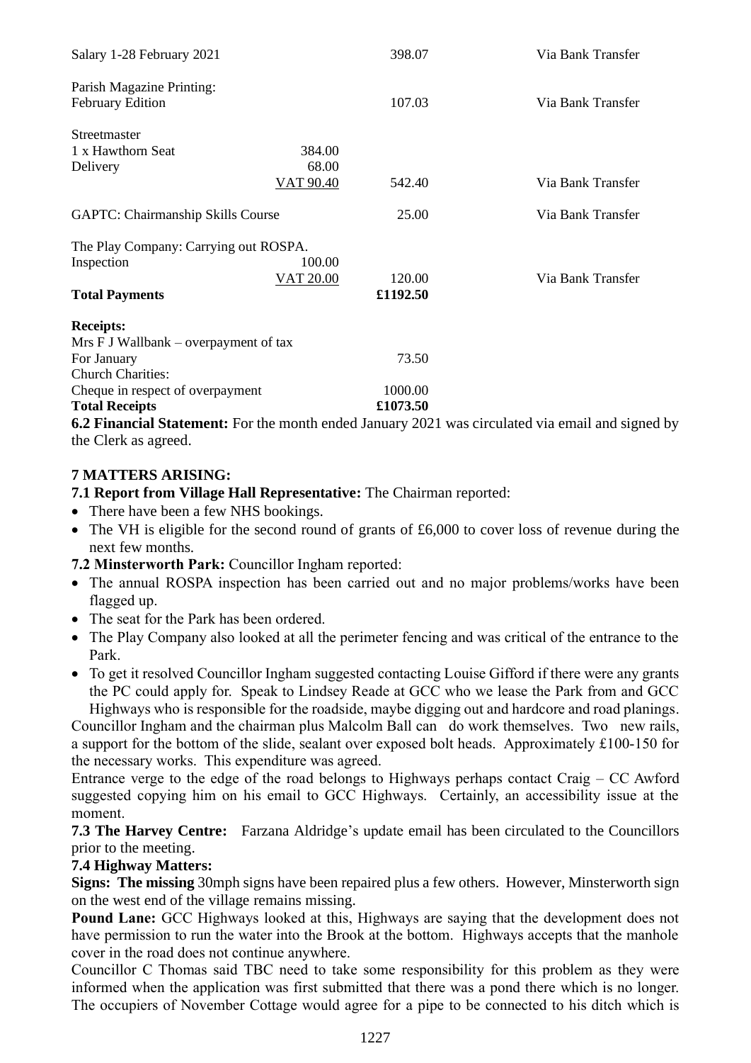| | | | |
|---|---|---|---|
| Salary 1-28 February 2021 | | 398.07 | Via Bank Transfer |
| Parish Magazine Printing: February Edition | | 107.03 | Via Bank Transfer |
| Streetmaster | | | |
| 1 x Hawthorn Seat | 384.00 | | |
| Delivery | 68.00 | | |
| | VAT 90.40 | 542.40 | Via Bank Transfer |
| GAPTC: Chairmanship Skills Course | | 25.00 | Via Bank Transfer |
| The Play Company: Carrying out ROSPA. | | | |
| Inspection | 100.00 | | |
| | VAT 20.00 | 120.00 | Via Bank Transfer |
| **Total Payments** | | **£1192.50** | |

**Receipts:**

| | |
|---|---|
| Mrs F J Wallbank – overpayment of tax For January | 73.50 |
| Church Charities: Cheque in respect of overpayment | 1000.00 |
| **Total Receipts** | **£1073.50** |

**6.2 Financial Statement:** For the month ended January 2021 was circulated via email and signed by the Clerk as agreed.

## 7 MATTERS ARISING:

**7.1 Report from Village Hall Representative:** The Chairman reported:

- There have been a few NHS bookings.
- The VH is eligible for the second round of grants of £6,000 to cover loss of revenue during the next few months.

**7.2 Minsterworth Park:** Councillor Ingham reported:

- The annual ROSPA inspection has been carried out and no major problems/works have been flagged up.
- The seat for the Park has been ordered.
- The Play Company also looked at all the perimeter fencing and was critical of the entrance to the Park.
- To get it resolved Councillor Ingham suggested contacting Louise Gifford if there were any grants the PC could apply for. Speak to Lindsey Reade at GCC who we lease the Park from and GCC Highways who is responsible for the roadside, maybe digging out and hardcore and road planings.

Councillor Ingham and the chairman plus Malcolm Ball can do work themselves. Two new rails, a support for the bottom of the slide, sealant over exposed bolt heads. Approximately £100-150 for the necessary works. This expenditure was agreed.

Entrance verge to the edge of the road belongs to Highways perhaps contact Craig – CC Awford suggested copying him on his email to GCC Highways. Certainly, an accessibility issue at the moment.

**7.3 The Harvey Centre:** Farzana Aldridge's update email has been circulated to the Councillors prior to the meeting.

**7.4 Highway Matters:**

**Signs: The missing** 30mph signs have been repaired plus a few others. However, Minsterworth sign on the west end of the village remains missing.

**Pound Lane:** GCC Highways looked at this, Highways are saying that the development does not have permission to run the water into the Brook at the bottom. Highways accepts that the manhole cover in the road does not continue anywhere.

Councillor C Thomas said TBC need to take some responsibility for this problem as they were informed when the application was first submitted that there was a pond there which is no longer. The occupiers of November Cottage would agree for a pipe to be connected to his ditch which is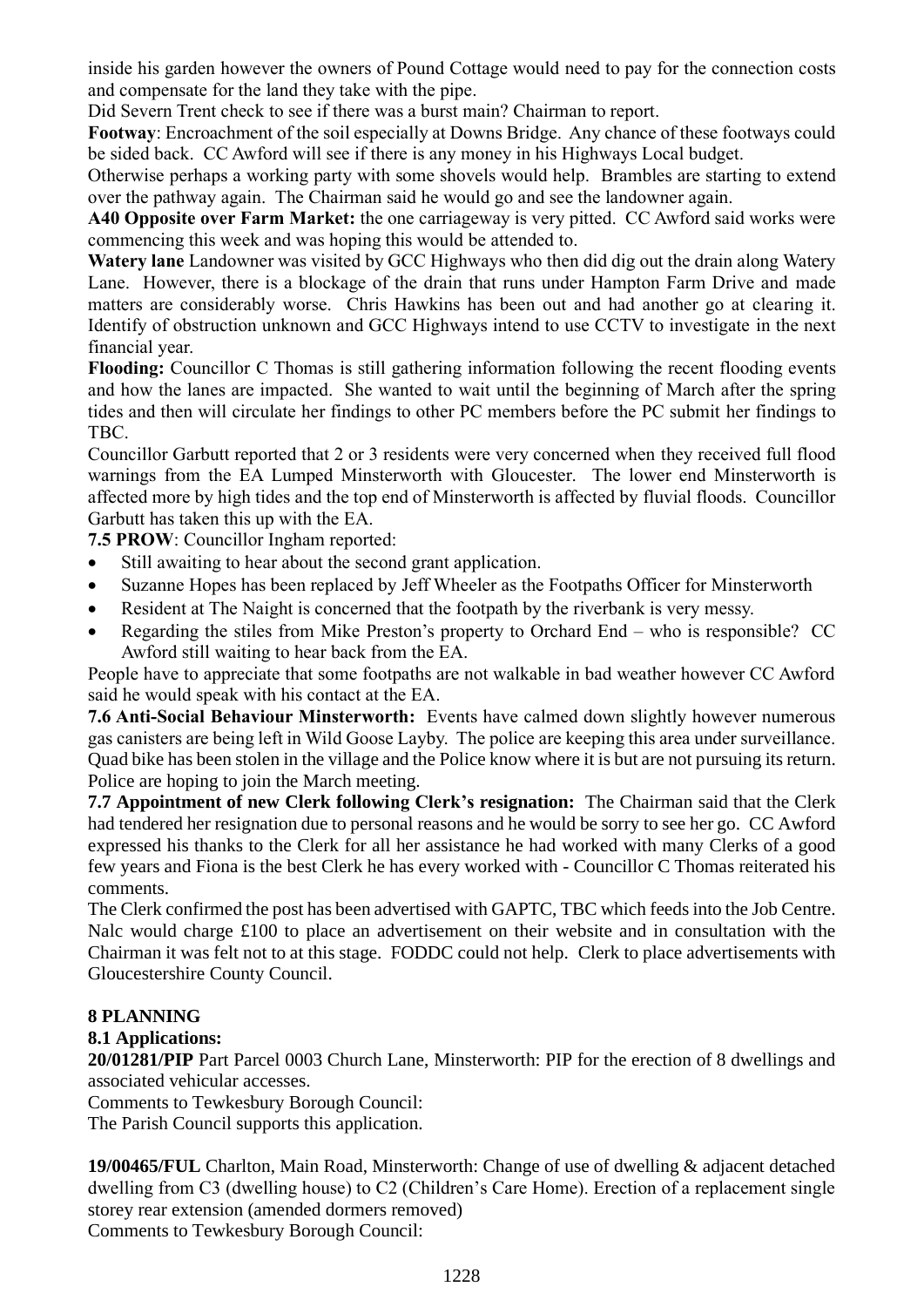inside his garden however the owners of Pound Cottage would need to pay for the connection costs and compensate for the land they take with the pipe.

Did Severn Trent check to see if there was a burst main? Chairman to report.

**Footway**: Encroachment of the soil especially at Downs Bridge. Any chance of these footways could be sided back. CC Awford will see if there is any money in his Highways Local budget.

Otherwise perhaps a working party with some shovels would help. Brambles are starting to extend over the pathway again. The Chairman said he would go and see the landowner again.

**A40 Opposite over Farm Market:** the one carriageway is very pitted. CC Awford said works were commencing this week and was hoping this would be attended to.

**Watery lane** Landowner was visited by GCC Highways who then did dig out the drain along Watery Lane. However, there is a blockage of the drain that runs under Hampton Farm Drive and made matters are considerably worse. Chris Hawkins has been out and had another go at clearing it. Identify of obstruction unknown and GCC Highways intend to use CCTV to investigate in the next financial year.

**Flooding:** Councillor C Thomas is still gathering information following the recent flooding events and how the lanes are impacted. She wanted to wait until the beginning of March after the spring tides and then will circulate her findings to other PC members before the PC submit her findings to TBC.

Councillor Garbutt reported that 2 or 3 residents were very concerned when they received full flood warnings from the EA Lumped Minsterworth with Gloucester. The lower end Minsterworth is affected more by high tides and the top end of Minsterworth is affected by fluvial floods. Councillor Garbutt has taken this up with the EA.

**7.5 PROW**: Councillor Ingham reported:

- Still awaiting to hear about the second grant application.
- Suzanne Hopes has been replaced by Jeff Wheeler as the Footpaths Officer for Minsterworth
- Resident at The Naight is concerned that the footpath by the riverbank is very messy.
- Regarding the stiles from Mike Preston's property to Orchard End – who is responsible? CC Awford still waiting to hear back from the EA.

People have to appreciate that some footpaths are not walkable in bad weather however CC Awford said he would speak with his contact at the EA.

**7.6 Anti-Social Behaviour Minsterworth:** Events have calmed down slightly however numerous gas canisters are being left in Wild Goose Layby. The police are keeping this area under surveillance. Quad bike has been stolen in the village and the Police know where it is but are not pursuing its return. Police are hoping to join the March meeting.

**7.7 Appointment of new Clerk following Clerk's resignation:** The Chairman said that the Clerk had tendered her resignation due to personal reasons and he would be sorry to see her go. CC Awford expressed his thanks to the Clerk for all her assistance he had worked with many Clerks of a good few years and Fiona is the best Clerk he has every worked with - Councillor C Thomas reiterated his comments.

The Clerk confirmed the post has been advertised with GAPTC, TBC which feeds into the Job Centre. Nalc would charge £100 to place an advertisement on their website and in consultation with the Chairman it was felt not to at this stage. FODDC could not help. Clerk to place advertisements with Gloucestershire County Council.

## 8 PLANNING

### 8.1 Applications:

**20/01281/PIP** Part Parcel 0003 Church Lane, Minsterworth: PIP for the erection of 8 dwellings and associated vehicular accesses.

Comments to Tewkesbury Borough Council:

The Parish Council supports this application.

**19/00465/FUL** Charlton, Main Road, Minsterworth: Change of use of dwelling & adjacent detached dwelling from C3 (dwelling house) to C2 (Children's Care Home). Erection of a replacement single storey rear extension (amended dormers removed)

Comments to Tewkesbury Borough Council: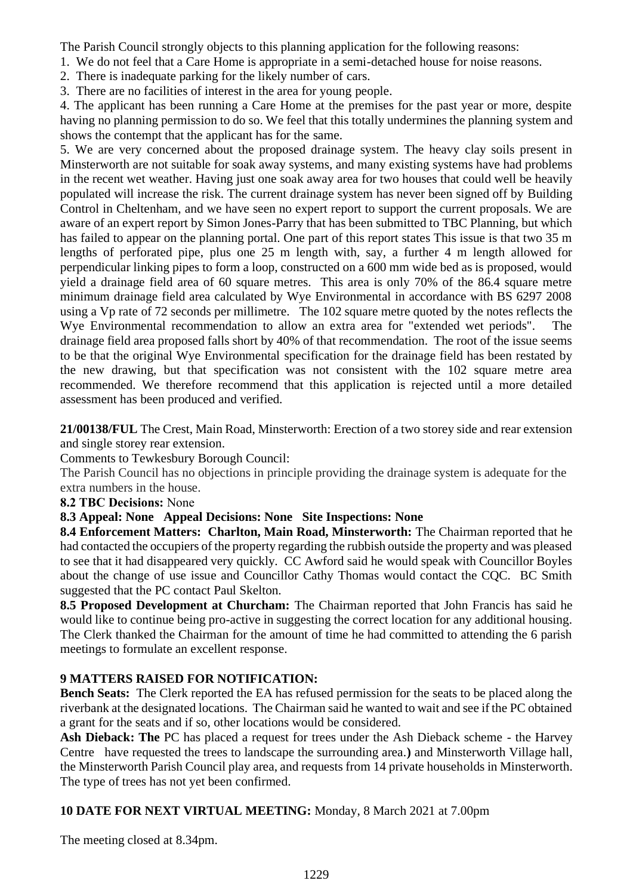The Parish Council strongly objects to this planning application for the following reasons:

1. We do not feel that a Care Home is appropriate in a semi-detached house for noise reasons.
2. There is inadequate parking for the likely number of cars.
3. There are no facilities of interest in the area for young people.

4. The applicant has been running a Care Home at the premises for the past year or more, despite having no planning permission to do so. We feel that this totally undermines the planning system and shows the contempt that the applicant has for the same.

5. We are very concerned about the proposed drainage system. The heavy clay soils present in Minsterworth are not suitable for soak away systems, and many existing systems have had problems in the recent wet weather. Having just one soak away area for two houses that could well be heavily populated will increase the risk. The current drainage system has never been signed off by Building Control in Cheltenham, and we have seen no expert report to support the current proposals. We are aware of an expert report by Simon Jones-Parry that has been submitted to TBC Planning, but which has failed to appear on the planning portal. One part of this report states This issue is that two 35 m lengths of perforated pipe, plus one 25 m length with, say, a further 4 m length allowed for perpendicular linking pipes to form a loop, constructed on a 600 mm wide bed as is proposed, would yield a drainage field area of 60 square metres. This area is only 70% of the 86.4 square metre minimum drainage field area calculated by Wye Environmental in accordance with BS 6297 2008 using a Vp rate of 72 seconds per millimetre. The 102 square metre quoted by the notes reflects the Wye Environmental recommendation to allow an extra area for "extended wet periods". The drainage field area proposed falls short by 40% of that recommendation. The root of the issue seems to be that the original Wye Environmental specification for the drainage field has been restated by the new drawing, but that specification was not consistent with the 102 square metre area recommended. We therefore recommend that this application is rejected until a more detailed assessment has been produced and verified.

**21/00138/FUL** The Crest, Main Road, Minsterworth: Erection of a two storey side and rear extension and single storey rear extension.

Comments to Tewkesbury Borough Council:

The Parish Council has no objections in principle providing the drainage system is adequate for the extra numbers in the house.

**8.2 TBC Decisions:** None

**8.3 Appeal: None Appeal Decisions: None Site Inspections: None**

**8.4 Enforcement Matters: Charlton, Main Road, Minsterworth:** The Chairman reported that he had contacted the occupiers of the property regarding the rubbish outside the property and was pleased to see that it had disappeared very quickly. CC Awford said he would speak with Councillor Boyles about the change of use issue and Councillor Cathy Thomas would contact the CQC. BC Smith suggested that the PC contact Paul Skelton.

**8.5 Proposed Development at Churcham:** The Chairman reported that John Francis has said he would like to continue being pro-active in suggesting the correct location for any additional housing. The Clerk thanked the Chairman for the amount of time he had committed to attending the 6 parish meetings to formulate an excellent response.

## 9 MATTERS RAISED FOR NOTIFICATION:

**Bench Seats:** The Clerk reported the EA has refused permission for the seats to be placed along the riverbank at the designated locations. The Chairman said he wanted to wait and see if the PC obtained a grant for the seats and if so, other locations would be considered.

**Ash Dieback: The** PC has placed a request for trees under the Ash Dieback scheme - the Harvey Centre have requested the trees to landscape the surrounding area.**)** and Minsterworth Village hall, the Minsterworth Parish Council play area, and requests from 14 private households in Minsterworth. The type of trees has not yet been confirmed.

## 10 DATE FOR NEXT VIRTUAL MEETING: Monday, 8 March 2021 at 7.00pm

The meeting closed at 8.34pm.